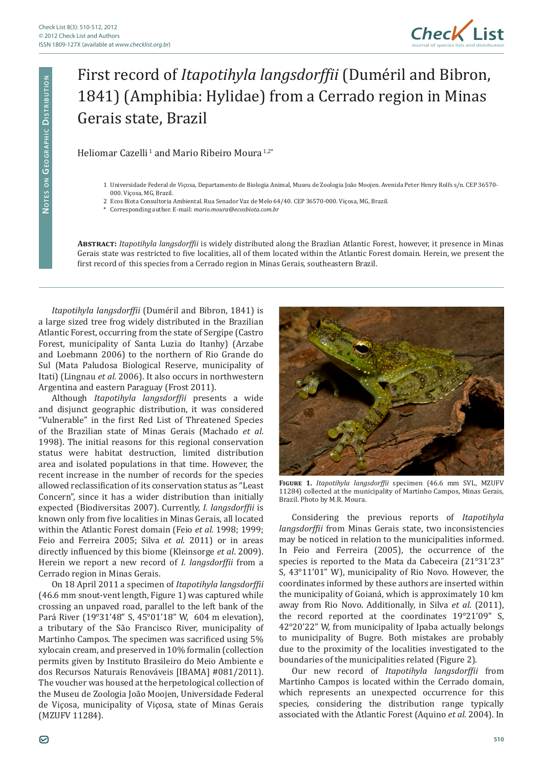# First record of *Itapotihyla langsdorffii* (Duméril and Bibron, 1841) (Amphibia: Hylidae) from a Cerrado region in Minas Gerais state, Brazil

Heliomar Cazelli [1] and Mario Ribeiro Moura [1,2*]

1 Universidade Federal de Viçosa, Departamento de Biologia Animal, Museu de Zoologia João Moojen. Avenida Peter Henry Rolfs s/n. CEP 36570-000. Viçosa, MG, Brazil.

2 Ecos Biota Consultoria Ambiental. Rua Senador Vaz de Melo 64/40. CEP 36570-000. Viçosa, MG, Brazil.

\* Corresponding author. E-mail: *mario.moura@ecosbiota.com.br*

**Abstract:** *Itapotihyla langsdorffii* is widely distributed along the Brazlian Atlantic Forest, however, it presence in Minas Gerais state was restricted to five localities, all of them located within the Atlantic Forest domain. Herein, we present the first record of this species from a Cerrado region in Minas Gerais, southeastern Brazil.

*Itapotihyla langsdorffii* (Duméril and Bibron, 1841) is a large sized tree frog widely distributed in the Brazilian Atlantic Forest, occurring from the state of Sergipe (Castro Forest, municipality of Santa Luzia do Itanhy) (Arzabe and Loebmann 2006) to the northern of Rio Grande do Sul (Mata Paludosa Biological Reserve, municipality of Itati) (Lingnau *et al.* 2006). It also occurs in northwestern Argentina and eastern Paraguay (Frost 2011).

Although *Itapotihyla langsdorffii* presents a wide and disjunct geographic distribution, it was considered "Vulnerable" in the first Red List of Threatened Species of the Brazilian state of Minas Gerais (Machado *et al.* 1998). The initial reasons for this regional conservation status were habitat destruction, limited distribution area and isolated populations in that time. However, the recent increase in the number of records for the species allowed reclassification of its conservation status as "Least Concern", since it has a wider distribution than initially expected (Biodiversitas 2007). Currently, *I. langsdorffii* is known only from five localities in Minas Gerais, all located within the Atlantic Forest domain (Feio *et al.* 1998; 1999; Feio and Ferreira 2005; Silva *et al.* 2011) or in areas directly influenced by this biome (Kleinsorge *et al.* 2009). Herein we report a new record of *I. langsdorffii* from a Cerrado region in Minas Gerais.

On 18 April 2011 a specimen of *Itapotihyla langsdorffii* (46.6 mm snout-vent length, Figure 1) was captured while crossing an unpaved road, parallel to the left bank of the Pará River (19°31'48" S, 45°01'18" W, 604 m elevation), a tributary of the São Francisco River, municipality of Martinho Campos. The specimen was sacrificed using 5% xylocain cream, and preserved in 10% formalin (collection permits given by Instituto Brasileiro do Meio Ambiente e dos Recursos Naturais Renováveis [IBAMA] #081/2011). The voucher was housed at the herpetological collection of the Museu de Zoologia João Moojen, Universidade Federal de Viçosa, municipality of Viçosa, state of Minas Gerais (MZUFV 11284).

**Figure 1.** *Itapotihyla langsdorffii* specimen (46.6 mm SVL, MZUFV 11284) collected at the municipality of Martinho Campos, Minas Gerais, Brazil. Photo by M.R. Moura.

Considering the previous reports of *Itapotihyla langsdorffii* from Minas Gerais state, two inconsistencies may be noticed in relation to the municipalities informed. In Feio and Ferreira (2005), the occurrence of the species is reported to the Mata da Cabeceira (21°31'23" S, 43°11'01" W), municipality of Rio Novo. However, the coordinates informed by these authors are inserted within the municipality of Goianá, which is approximately 10 km away from Rio Novo. Additionally, in Silva *et al.* (2011), the record reported at the coordinates 19°21'09" S, 42°20'22" W, from municipality of Ipaba actually belongs to municipality of Bugre. Both mistakes are probably due to the proximity of the localities investigated to the boundaries of the municipalities related (Figure 2).

Our new record of *Itapotihyla langsdorffii* from Martinho Campos is located within the Cerrado domain, which represents an unexpected occurrence for this species, considering the distribution range typically associated with the Atlantic Forest (Aquino *et al.* 2004). In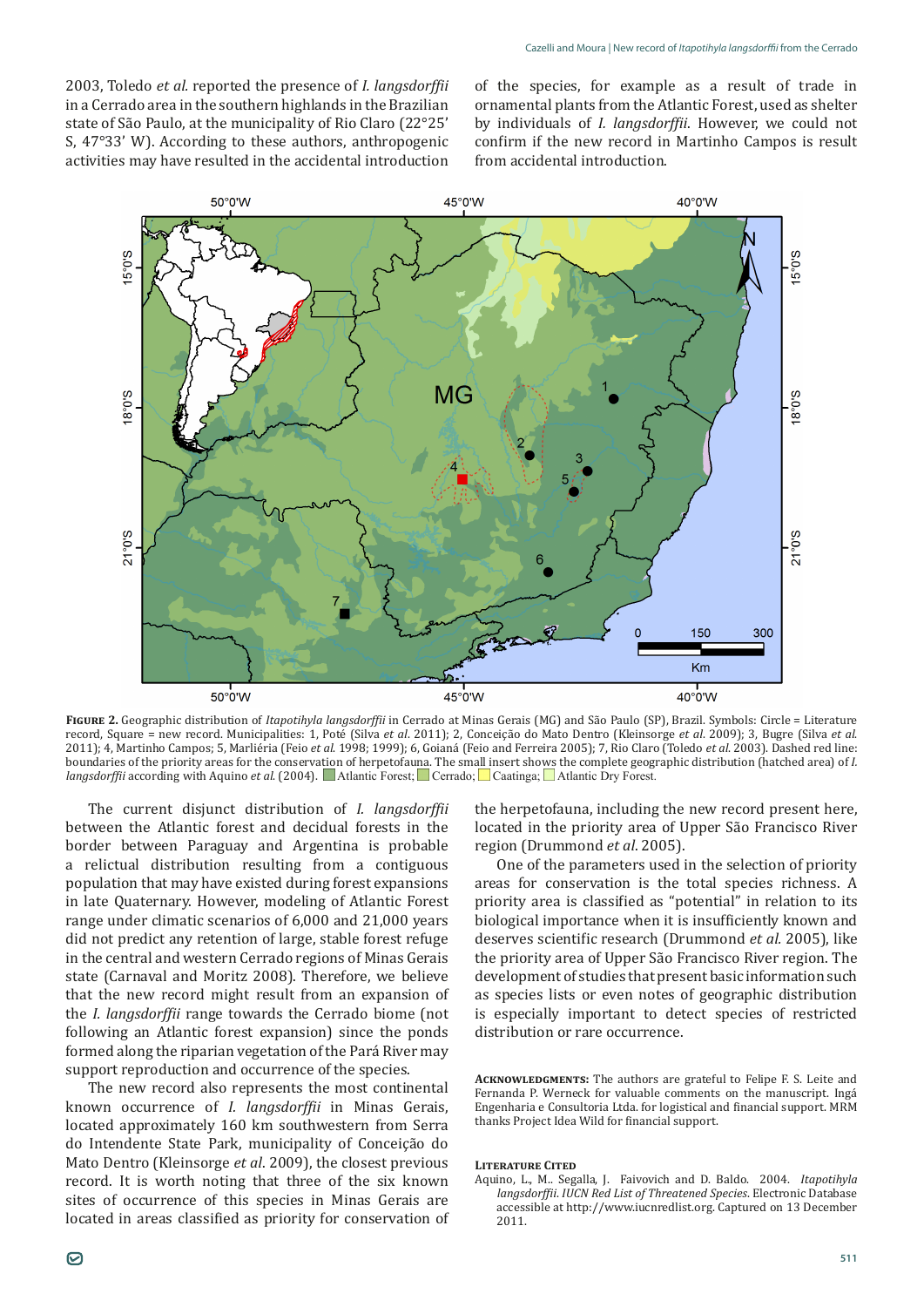2003, Toledo *et al.* reported the presence of *I. langsdorffii* in a Cerrado area in the southern highlands in the Brazilian state of São Paulo, at the municipality of Rio Claro (22°25' S, 47°33' W). According to these authors, anthropogenic activities may have resulted in the accidental introduction of the species, for example as a result of trade in ornamental plants from the Atlantic Forest, used as shelter by individuals of *I. langsdorffii*. However, we could not confirm if the new record in Martinho Campos is result from accidental introduction.

**Figure 2.** Geographic distribution of *Itapotihyla langsdorffii* in Cerrado at Minas Gerais (MG) and São Paulo (SP), Brazil. Symbols: Circle = Literature record, Square = new record. Municipalities: 1, Poté (Silva *et al.* 2011); 2, Conceição do Mato Dentro (Kleinsorge *et al.* 2009); 3, Bugre (Silva *et al.* 2011); 4, Martinho Campos; 5, Marliéria (Feio *et al.* 1998; 1999); 6, Goianá (Feio and Ferreira 2005); 7, Rio Claro (Toledo *et al.* 2003). Dashed red line: boundaries of the priority areas for the conservation of herpetofauna. The small insert shows the complete geographic distribution (hatched area) of *I. langsdorffii* according with Aquino *et al.* (2004). Atlantic Forest; Cerrado; Caatinga; Atlantic Dry Forest.

The current disjunct distribution of *I. langsdorffii* between the Atlantic forest and decidual forests in the border between Paraguay and Argentina is probable a relictual distribution resulting from a contiguous population that may have existed during forest expansions in late Quaternary. However, modeling of Atlantic Forest range under climatic scenarios of 6,000 and 21,000 years did not predict any retention of large, stable forest refuge in the central and western Cerrado regions of Minas Gerais state (Carnaval and Moritz 2008). Therefore, we believe that the new record might result from an expansion of the *I. langsdorffii* range towards the Cerrado biome (not following an Atlantic forest expansion) since the ponds formed along the riparian vegetation of the Pará River may support reproduction and occurrence of the species.

The new record also represents the most continental known occurrence of *I. langsdorffii* in Minas Gerais, located approximately 160 km southwestern from Serra do Intendente State Park, municipality of Conceição do Mato Dentro (Kleinsorge *et al*. 2009), the closest previous record. It is worth noting that three of the six known sites of occurrence of this species in Minas Gerais are located in areas classified as priority for conservation of the herpetofauna, including the new record present here, located in the priority area of Upper São Francisco River region (Drummond *et al*. 2005).

One of the parameters used in the selection of priority areas for conservation is the total species richness. A priority area is classified as "potential" in relation to its biological importance when it is insufficiently known and deserves scientific research (Drummond *et al.* 2005), like the priority area of Upper São Francisco River region. The development of studies that present basic information such as species lists or even notes of geographic distribution is especially important to detect species of restricted distribution or rare occurrence.

**Acknowledgments:** The authors are grateful to Felipe F. S. Leite and Fernanda P. Werneck for valuable comments on the manuscript. Ingá Engenharia e Consultoria Ltda. for logistical and financial support. MRM thanks Project Idea Wild for financial support.

## Literature Cited

Aquino, L., M.. Segalla, J. Faivovich and D. Baldo. 2004. *Itapotihyla langsdorffii. IUCN Red List of Threatened Species.* Electronic Database accessible at http://www.iucnredlist.org. Captured on 13 December 2011.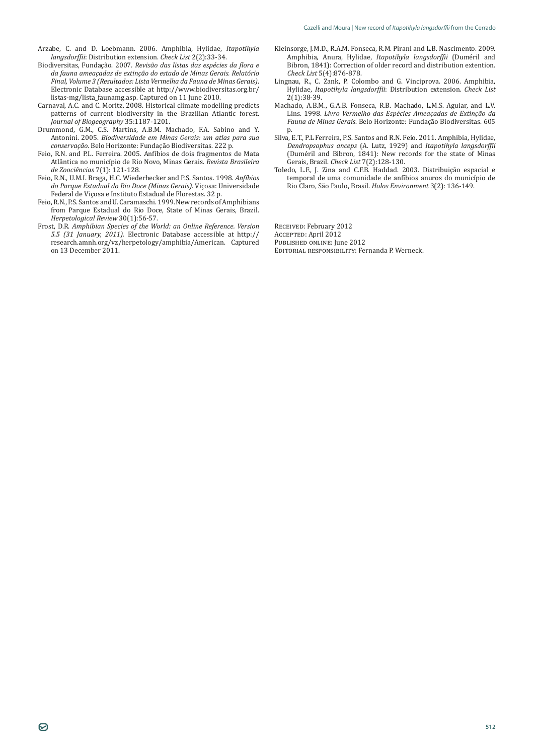Arzabe, C. and D. Loebmann. 2006. Amphibia, Hylidae, *Itapotihyla langsdorffii*: Distribution extension. *Check List* 2(2):33-34.

Biodiversitas, Fundação. 2007. *Revisão das listas das espécies da flora e da fauna ameaçadas de extinção do estado de Minas Gerais. Relatório Final, Volume 3 (Resultados: Lista Vermelha da Fauna de Minas Gerais)*. Electronic Database accessible at http://www.biodiversitas.org.br/listas-mg/lista_faunamg.asp. Captured on 11 June 2010.

Carnaval, A.C. and C. Moritz. 2008. Historical climate modelling predicts patterns of current biodiversity in the Brazilian Atlantic forest. *Journal of Biogeography* 35:1187-1201.

Drummond, G.M., C.S. Martins, A.B.M. Machado, F.A. Sabino and Y. Antonini. 2005. *Biodiversidade em Minas Gerais: um atlas para sua conservação*. Belo Horizonte: Fundação Biodiversitas. 222 p.

Feio, R.N. and P.L. Ferreira. 2005. Anfíbios de dois fragmentos de Mata Atlântica no município de Rio Novo, Minas Gerais. *Revista Brasileira de Zoociências* 7(1): 121-128.

Feio, R.N., U.M.L Braga, H.C. Wiederhecker and P.S. Santos. 1998. *Anfíbios do Parque Estadual do Rio Doce (Minas Gerais)*. Viçosa: Universidade Federal de Viçosa e Instituto Estadual de Florestas. 32 p.

Feio, R.N., P.S. Santos and U. Caramaschi. 1999. New records of Amphibians from Parque Estadual do Rio Doce, State of Minas Gerais, Brazil. *Herpetological Review* 30(1):56-57.

Frost, D.R. *Amphibian Species of the World: an Online Reference. Version 5.5 (31 January, 2011)*. Electronic Database accessible at http://research.amnh.org/vz/herpetology/amphibia/American. Captured on 13 December 2011.

Kleinsorge, J.M.D., R.A.M. Fonseca, R.M. Pirani and L.B. Nascimento. 2009. Amphibia, Anura, Hylidae, *Itapotihyla langsdorffii* (Duméril and Bibron, 1841): Correction of older record and distribution extention. *Check List* 5(4):876-878.

Lingnau, R., C. Zank, P. Colombo and G. Vinciprova. 2006. Amphibia, Hylidae, *Itapotihyla langsdorffii*: Distribution extension. *Check List* 2(1):38-39.

Machado, A.B.M., G.A.B. Fonseca, R.B. Machado, L.M.S. Aguiar, and L.V. Lins. 1998. *Livro Vermelho das Espécies Ameaçadas de Extinção da Fauna de Minas Gerais*. Belo Horizonte: Fundação Biodiversitas. 605 p.

Silva, E.T., P.L Ferreira, P.S. Santos and R.N. Feio. 2011. Amphibia, Hylidae, *Dendropsophus anceps* (A. Lutz, 1929) and *Itapotihyla langsdorffii* (Duméril and Bibron, 1841): New records for the state of Minas Gerais, Brazil. *Check List* 7(2):128-130.

Toledo, L.F., J. Zina and C.F.B. Haddad. 2003. Distribuição espacial e temporal de uma comunidade de anfíbios anuros do município de Rio Claro, São Paulo, Brasil. *Holos Environment* 3(2): 136-149.

Received: February 2012
Accepted: April 2012
Published online: June 2012
Editorial responsibility: Fernanda P. Werneck.